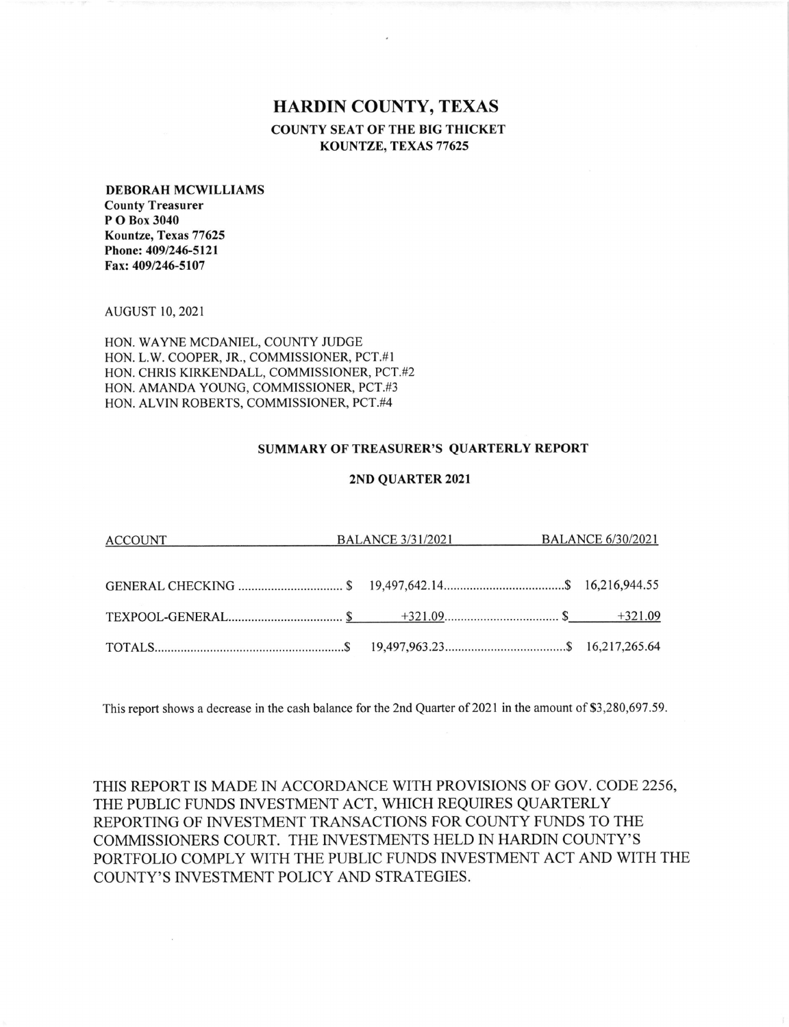# HARDIN COUNTY, TEXAS

**COUNTY SEAT OF THE BIG THICKET**
**KOUNTZE, TEXAS 77625**

**DEBORAH MCWILLIAMS**
**County Treasurer**
**P O Box 3040**
**Kountze, Texas 77625**
**Phone: 409/246-5121**
**Fax: 409/246-5107**

AUGUST 10, 2021

HON. WAYNE MCDANIEL, COUNTY JUDGE
HON. L.W. COOPER, JR., COMMISSIONER, PCT.#1
HON. CHRIS KIRKENDALL, COMMISSIONER, PCT.#2
HON. AMANDA YOUNG, COMMISSIONER, PCT.#3
HON. ALVIN ROBERTS, COMMISSIONER, PCT.#4

**SUMMARY OF TREASURER'S QUARTERLY REPORT**

**2ND QUARTER 2021**

| ACCOUNT | BALANCE 3/31/2021 | BALANCE 6/30/2021 |
|---|---|---|
| GENERAL CHECKING | $ 19,497,642.14 | $ 16,216,944.55 |
| TEXPOOL-GENERAL | $ +321.09 | $ +321.09 |
| TOTALS | $ 19,497,963.23 | $ 16,217,265.64 |

This report shows a decrease in the cash balance for the 2nd Quarter of 2021 in the amount of $3,280,697.59.

THIS REPORT IS MADE IN ACCORDANCE WITH PROVISIONS OF GOV. CODE 2256, THE PUBLIC FUNDS INVESTMENT ACT, WHICH REQUIRES QUARTERLY REPORTING OF INVESTMENT TRANSACTIONS FOR COUNTY FUNDS TO THE COMMISSIONERS COURT. THE INVESTMENTS HELD IN HARDIN COUNTY'S PORTFOLIO COMPLY WITH THE PUBLIC FUNDS INVESTMENT ACT AND WITH THE COUNTY'S INVESTMENT POLICY AND STRATEGIES.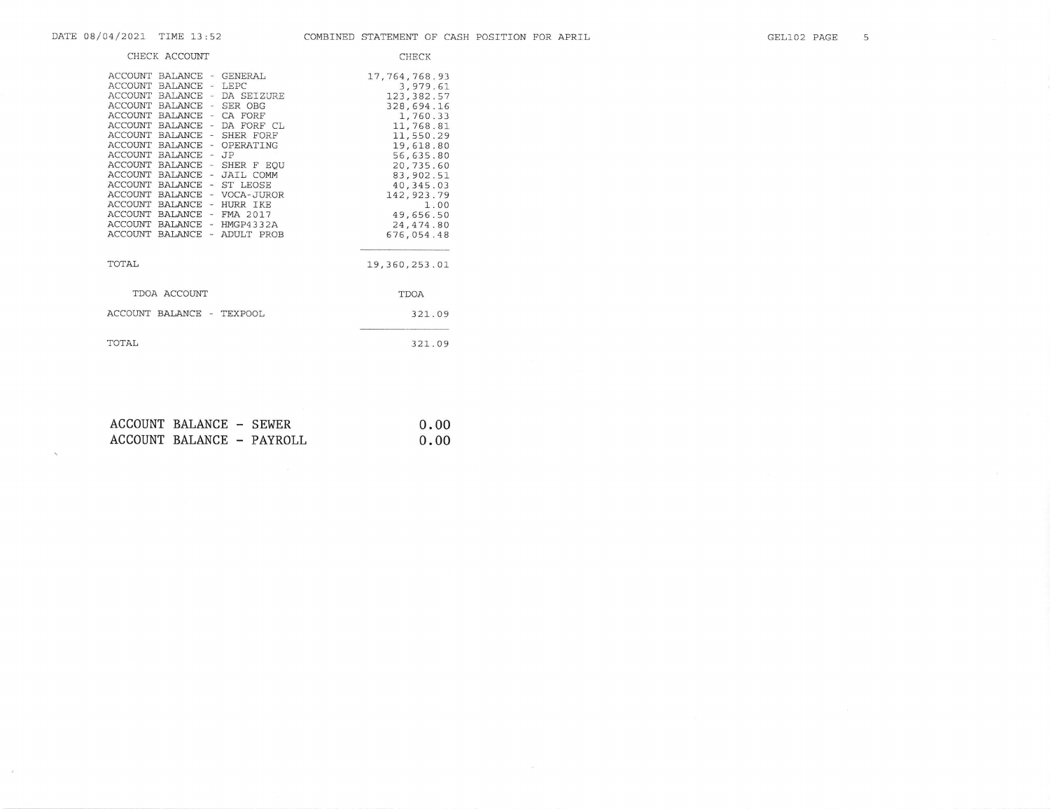# COMBINED STATEMENT OF CASH POSITION FOR APRIL

DATE 08/04/2021 TIME 13:52

| CHECK ACCOUNT | CHECK |
|---|---|
| ACCOUNT BALANCE - GENERAL | 17,764,768.93 |
| ACCOUNT BALANCE - LEPC | 3,979.61 |
| ACCOUNT BALANCE - DA SEIZURE | 123,382.57 |
| ACCOUNT BALANCE - SER OBG | 328,694.16 |
| ACCOUNT BALANCE - CA FORF | 1,760.33 |
| ACCOUNT BALANCE - DA FORF CL | 11,768.81 |
| ACCOUNT BALANCE - SHER FORF | 11,550.29 |
| ACCOUNT BALANCE - OPERATING | 19,618.80 |
| ACCOUNT BALANCE - JP | 56,635.80 |
| ACCOUNT BALANCE - SHER F EQU | 20,735.60 |
| ACCOUNT BALANCE - JAIL COMM | 83,902.51 |
| ACCOUNT BALANCE - ST LEOSE | 40,345.03 |
| ACCOUNT BALANCE - VOCA-JUROR | 142,923.79 |
| ACCOUNT BALANCE - HURR IKE | 1.00 |
| ACCOUNT BALANCE - FMA 2017 | 49,656.50 |
| ACCOUNT BALANCE - HMGP4332A | 24,474.80 |
| ACCOUNT BALANCE - ADULT PROB | 676,054.48 |
| TOTAL | 19,360,253.01 |

| TDOA ACCOUNT | TDOA |
|---|---|
| ACCOUNT BALANCE - TEXPOOL | 321.09 |
| TOTAL | 321.09 |

| | |
|---|---|
| ACCOUNT BALANCE - SEWER | 0.00 |
| ACCOUNT BALANCE - PAYROLL | 0.00 |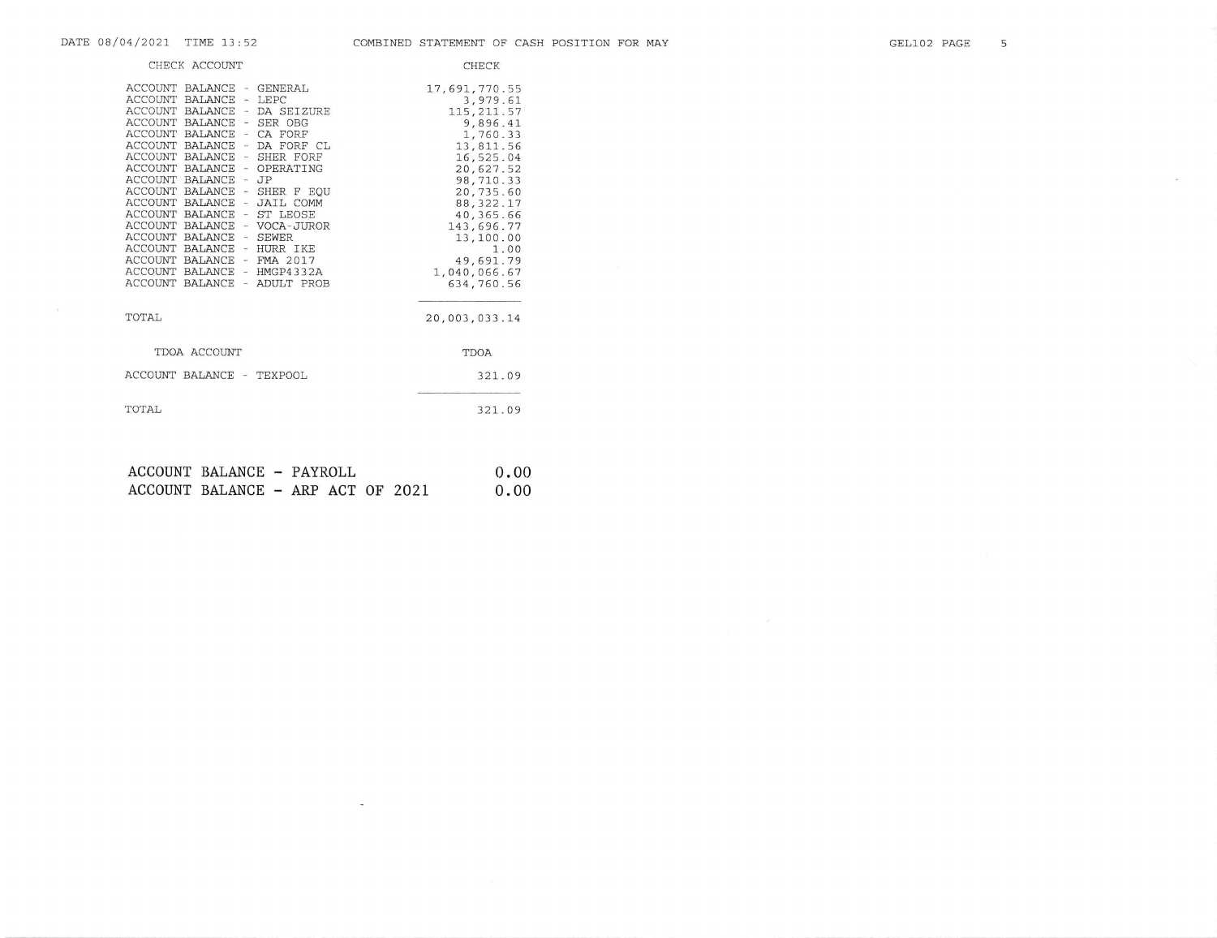COMBINED STATEMENT OF CASH POSITION FOR MAY

| CHECK ACCOUNT | CHECK |
|---|---|
| ACCOUNT BALANCE - GENERAL | 17,691,770.55 |
| ACCOUNT BALANCE - LEPC | 3,979.61 |
| ACCOUNT BALANCE - DA SEIZURE | 115,211.57 |
| ACCOUNT BALANCE - SER OBG | 9,896.41 |
| ACCOUNT BALANCE - CA FORF | 1,760.33 |
| ACCOUNT BALANCE - DA FORF CL | 13,811.56 |
| ACCOUNT BALANCE - SHER FORF | 16,525.04 |
| ACCOUNT BALANCE - OPERATING | 20,627.52 |
| ACCOUNT BALANCE - JP | 98,710.33 |
| ACCOUNT BALANCE - SHER F EQU | 20,735.60 |
| ACCOUNT BALANCE - JAIL COMM | 88,322.17 |
| ACCOUNT BALANCE - ST LEOSE | 40,365.66 |
| ACCOUNT BALANCE - VOCA-JUROR | 143,696.77 |
| ACCOUNT BALANCE - SEWER | 13,100.00 |
| ACCOUNT BALANCE - HURR IKE | 1.00 |
| ACCOUNT BALANCE - FMA 2017 | 49,691.79 |
| ACCOUNT BALANCE - HMGP4332A | 1,040,066.67 |
| ACCOUNT BALANCE - ADULT PROB | 634,760.56 |
| TOTAL | 20,003,033.14 |

| TDOA ACCOUNT | TDOA |
|---|---|
| ACCOUNT BALANCE - TEXPOOL | 321.09 |
| TOTAL | 321.09 |

| | |
|---|---|
| ACCOUNT BALANCE - PAYROLL | 0.00 |
| ACCOUNT BALANCE - ARP ACT OF 2021 | 0.00 |